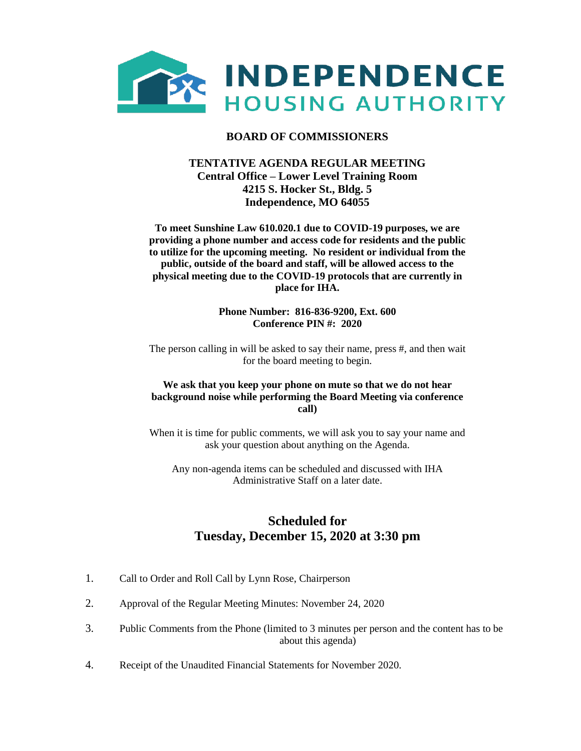# INDEPENDENCE HOUSING AUTHORITY

## BOARD OF COMMISSIONERS

**TENTATIVE AGENDA REGULAR MEETING**
**Central Office – Lower Level Training Room**
**4215 S. Hocker St., Bldg. 5**
**Independence, MO 64055**

**To meet Sunshine Law 610.020.1 due to COVID-19 purposes, we are providing a phone number and access code for residents and the public to utilize for the upcoming meeting. No resident or individual from the public, outside of the board and staff, will be allowed access to the physical meeting due to the COVID-19 protocols that are currently in place for IHA.**

**Phone Number: 816-836-9200, Ext. 600**
**Conference PIN #: 2020**

The person calling in will be asked to say their name, press #, and then wait for the board meeting to begin.

**We ask that you keep your phone on mute so that we do not hear background noise while performing the Board Meeting via conference call)**

When it is time for public comments, we will ask you to say your name and ask your question about anything on the Agenda.

Any non-agenda items can be scheduled and discussed with IHA Administrative Staff on a later date.

## Scheduled for Tuesday, December 15, 2020 at 3:30 pm

1. Call to Order and Roll Call by Lynn Rose, Chairperson
2. Approval of the Regular Meeting Minutes: November 24, 2020
3. Public Comments from the Phone (limited to 3 minutes per person and the content has to be about this agenda)
4. Receipt of the Unaudited Financial Statements for November 2020.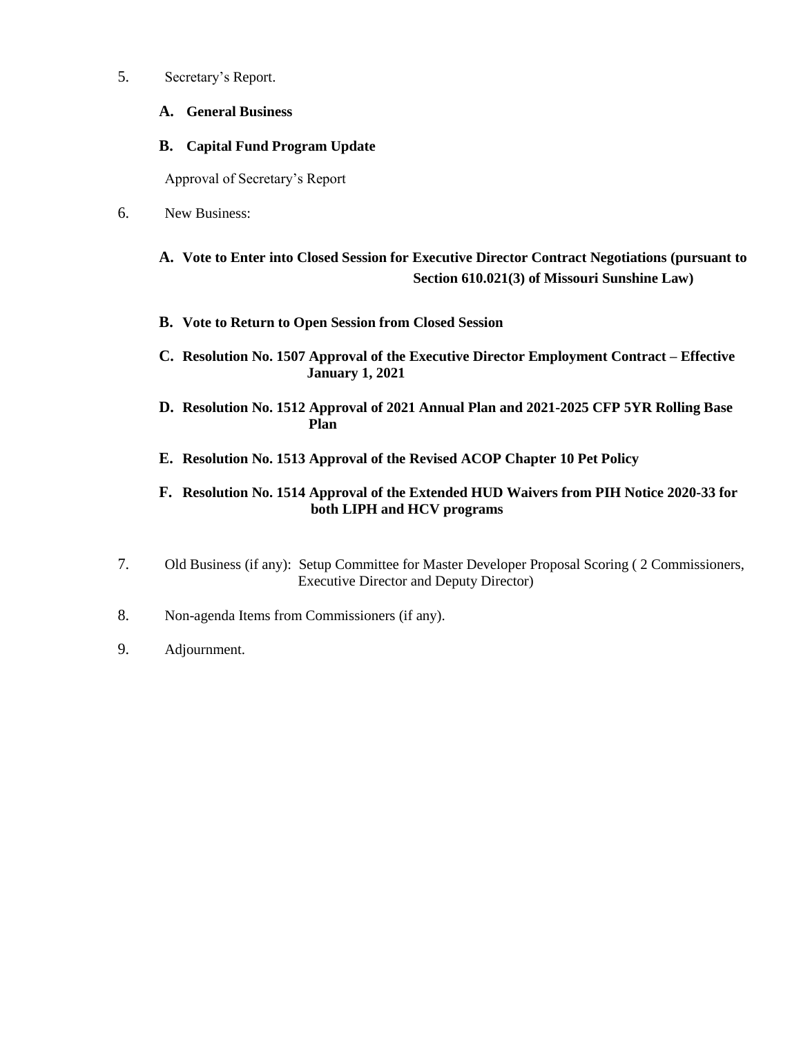5. Secretary's Report.

   **A. General Business**

   **B. Capital Fund Program Update**

   Approval of Secretary's Report

6. New Business:

   **A. Vote to Enter into Closed Session for Executive Director Contract Negotiations (pursuant to Section 610.021(3) of Missouri Sunshine Law)**

   **B. Vote to Return to Open Session from Closed Session**

   **C. Resolution No. 1507 Approval of the Executive Director Employment Contract – Effective January 1, 2021**

   **D. Resolution No. 1512 Approval of 2021 Annual Plan and 2021-2025 CFP 5YR Rolling Base Plan**

   **E. Resolution No. 1513 Approval of the Revised ACOP Chapter 10 Pet Policy**

   **F. Resolution No. 1514 Approval of the Extended HUD Waivers from PIH Notice 2020-33 for both LIPH and HCV programs**

7. Old Business (if any): Setup Committee for Master Developer Proposal Scoring ( 2 Commissioners, Executive Director and Deputy Director)

8. Non-agenda Items from Commissioners (if any).

9. Adjournment.